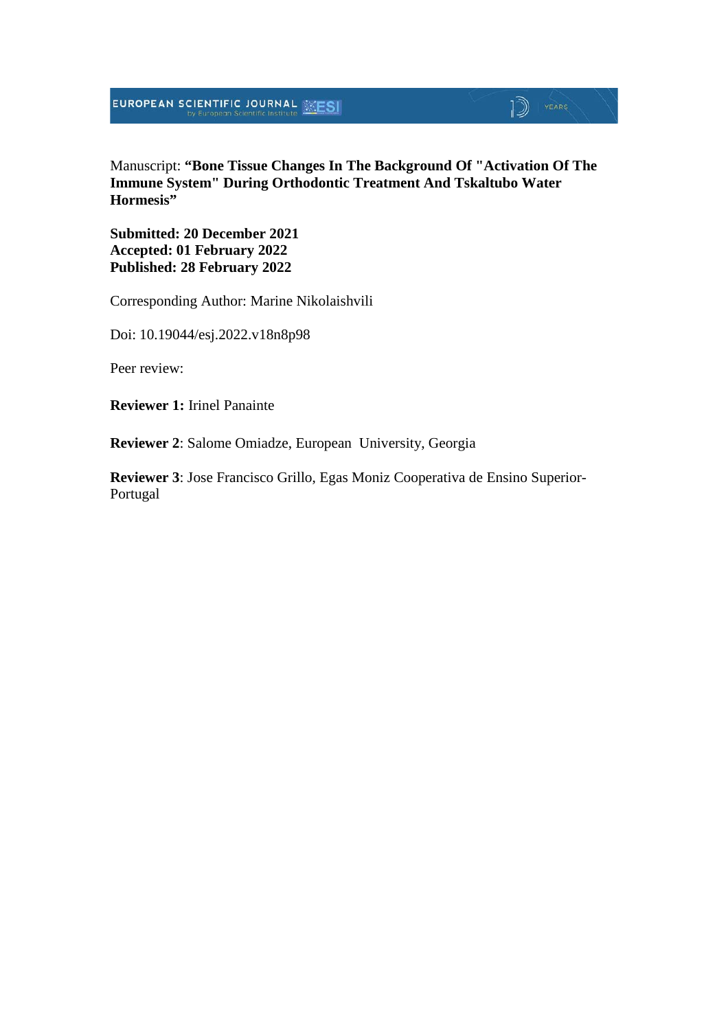Manuscript: **“Bone Tissue Changes In The Background Of "Activation Of The Immune System" During Orthodontic Treatment And Tskaltubo Water Hormesis”**

**Submitted: 20 December 2021**
**Accepted: 01 February 2022**
**Published: 28 February 2022**

Corresponding Author: Marine Nikolaishvili

Doi: 10.19044/esj.2022.v18n8p98

Peer review:

**Reviewer 1:** Irinel Panainte

**Reviewer 2**: Salome Omiadze, European University, Georgia

**Reviewer 3**: Jose Francisco Grillo, Egas Moniz Cooperativa de Ensino Superior-Portugal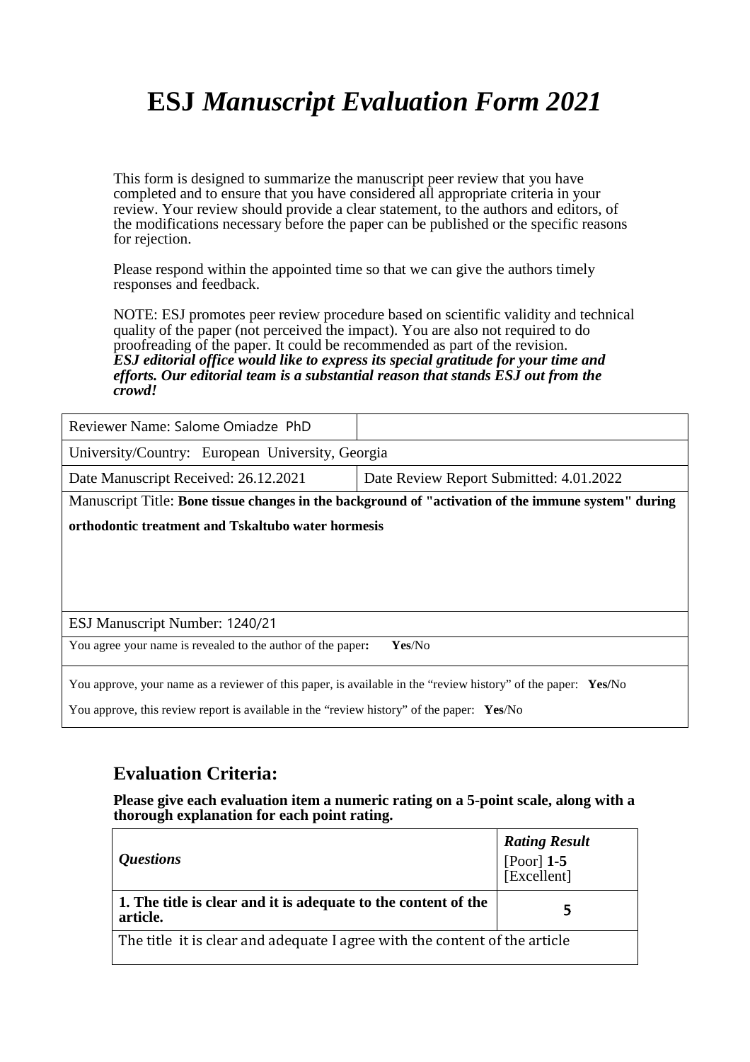# ESJ *Manuscript Evaluation Form 2021*

This form is designed to summarize the manuscript peer review that you have completed and to ensure that you have considered all appropriate criteria in your review. Your review should provide a clear statement, to the authors and editors, of the modifications necessary before the paper can be published or the specific reasons for rejection.

Please respond within the appointed time so that we can give the authors timely responses and feedback.

NOTE: ESJ promotes peer review procedure based on scientific validity and technical quality of the paper (not perceived the impact). You are also not required to do proofreading of the paper. It could be recommended as part of the revision.
***ESJ editorial office would like to express its special gratitude for your time and efforts. Our editorial team is a substantial reason that stands ESJ out from the crowd!***

| Reviewer Name: Salome Omiadze PhD | |
|---|---|
| University/Country: European University, Georgia | |
| Date Manuscript Received: 26.12.2021 | Date Review Report Submitted: 4.01.2022 |
| Manuscript Title: **Bone tissue changes in the background of "activation of the immune system" during orthodontic treatment and Tskaltubo water hormesis** | |
| ESJ Manuscript Number: 1240/21 | |
| You agree your name is revealed to the author of the paper**:** **Yes**/No | |
| You approve, your name as a reviewer of this paper, is available in the "review history" of the paper: **Yes/**No<br>You approve, this review report is available in the "review history" of the paper: **Yes**/No | |

## Evaluation Criteria:

**Please give each evaluation item a numeric rating on a 5-point scale, along with a thorough explanation for each point rating.**

| *Questions* | ***Rating Result***<br>[Poor] **1-5** [Excellent] |
|---|---|
| **1. The title is clear and it is adequate to the content of the article.** | **5** |
| The title it is clear and adequate I agree with the content of the article | |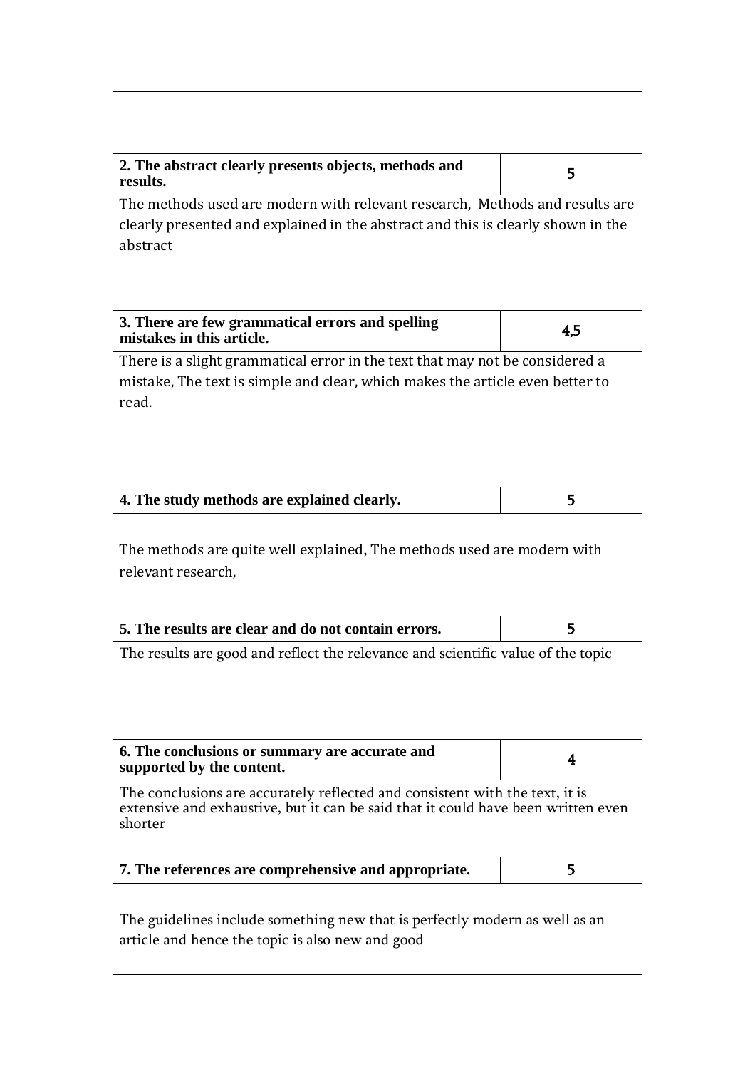| | |
|---|---|
| | |
| **2. The abstract clearly presents objects, methods and results.** | 5 |
| The methods used are modern with relevant research,  Methods and results are clearly presented and explained in the abstract and this is clearly shown in the abstract | |
| **3. There are few grammatical errors and spelling mistakes in this article.** | 4,5 |
| There is a slight grammatical error in the text that may not be considered a mistake, The text is simple and clear, which makes the article even better to read. | |
| **4. The study methods are explained clearly.** | 5 |
| The methods are quite well explained, The methods used are modern with relevant research, | |
| **5. The results are clear and do not contain errors.** | 5 |
| The results are good and reflect the relevance and scientific value of the topic | |
| **6. The conclusions or summary are accurate and supported by the content.** | 4 |
| The conclusions are accurately reflected and consistent with the text, it is extensive and exhaustive, but it can be said that it could have been written even shorter | |
| **7. The references are comprehensive and appropriate.** | 5 |
| The guidelines include something new that is perfectly modern as well as an article and hence the topic is also new and good | |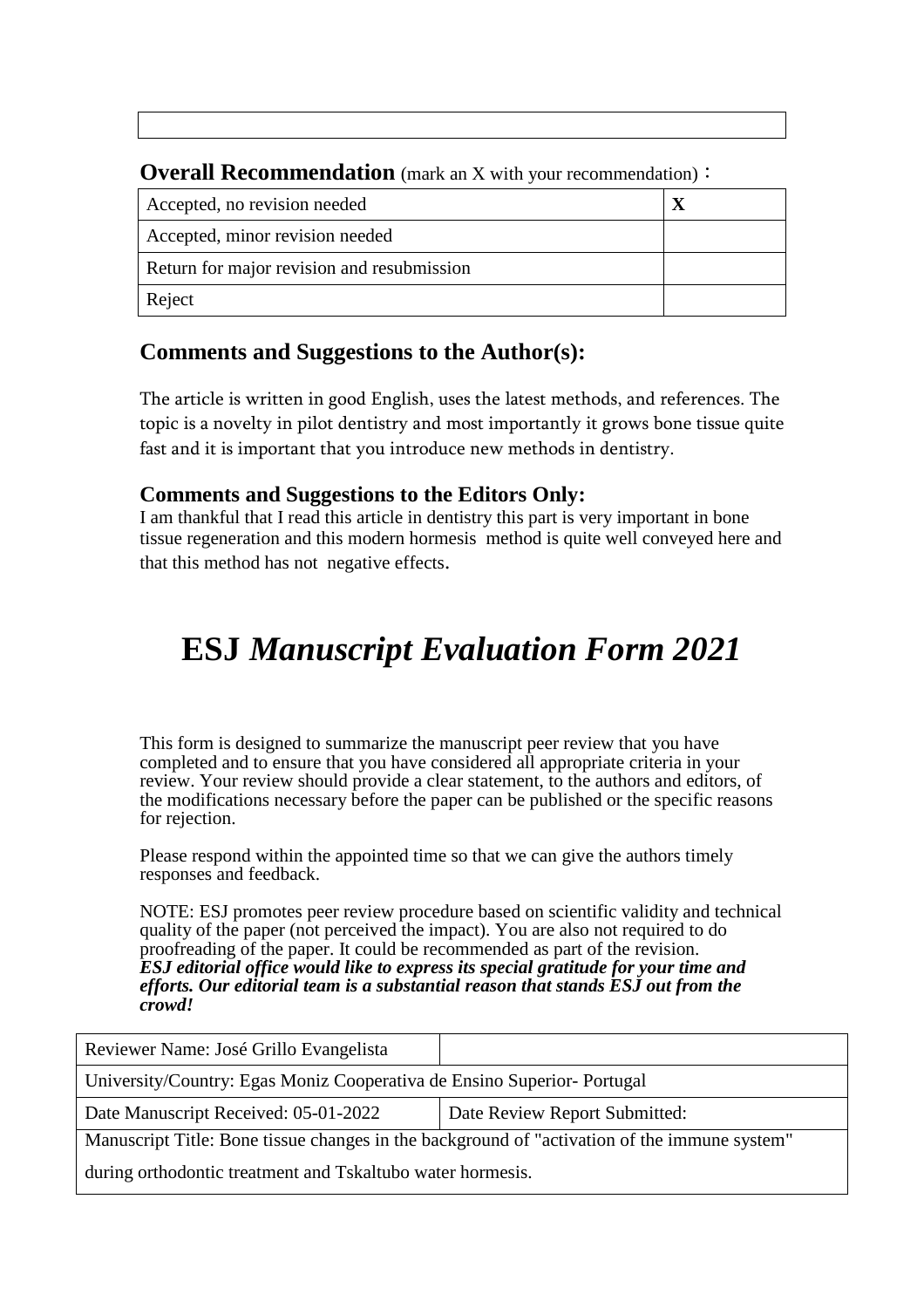| |
|---|

**Overall Recommendation** (mark an X with your recommendation)：

| | |
|---|---|
| Accepted, no revision needed | **X** |
| Accepted, minor revision needed | |
| Return for major revision and resubmission | |
| Reject | |

## Comments and Suggestions to the Author(s):

The article is written in good English, uses the latest methods, and references. The topic is a novelty in pilot dentistry and most importantly it grows bone tissue quite fast and it is important that you introduce new methods in dentistry.

### Comments and Suggestions to the Editors Only:

I am thankful that I read this article in dentistry this part is very important in bone tissue regeneration and this modern hormesis method is quite well conveyed here and that this method has not negative effects.

# ESJ *Manuscript Evaluation Form 2021*

This form is designed to summarize the manuscript peer review that you have completed and to ensure that you have considered all appropriate criteria in your review. Your review should provide a clear statement, to the authors and editors, of the modifications necessary before the paper can be published or the specific reasons for rejection.

Please respond within the appointed time so that we can give the authors timely responses and feedback.

NOTE: ESJ promotes peer review procedure based on scientific validity and technical quality of the paper (not perceived the impact). You are also not required to do proofreading of the paper. It could be recommended as part of the revision.
***ESJ editorial office would like to express its special gratitude for your time and efforts. Our editorial team is a substantial reason that stands ESJ out from the crowd!***

| Reviewer Name: José Grillo Evangelista | |
|---|---|
| University/Country: Egas Moniz Cooperativa de Ensino Superior- Portugal | |
| Date Manuscript Received: 05-01-2022 | Date Review Report Submitted: |
| Manuscript Title: Bone tissue changes in the background of "activation of the immune system" during orthodontic treatment and Tskaltubo water hormesis. | |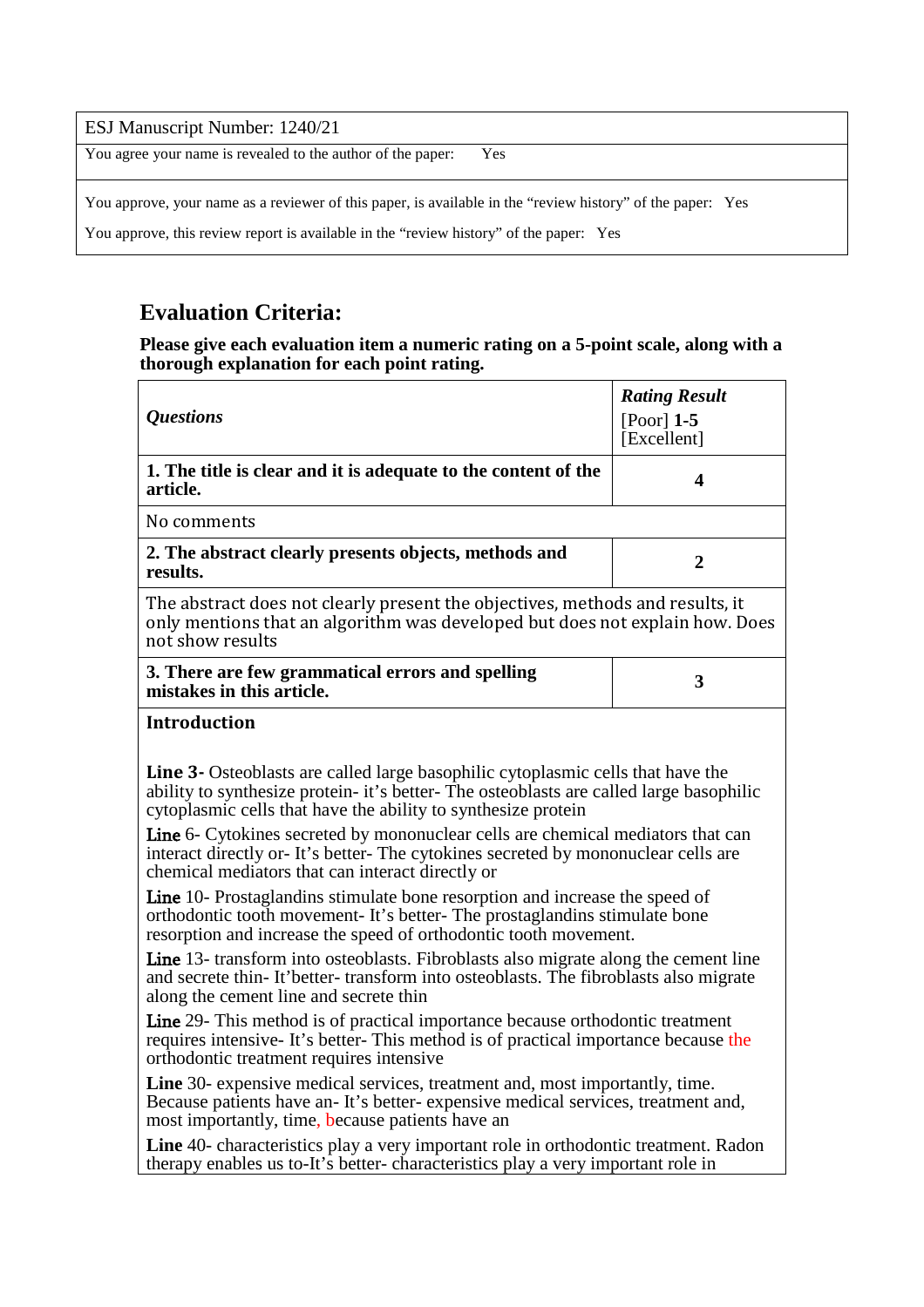| ESJ Manuscript Number: 1240/21 |
|---|
| You agree your name is revealed to the author of the paper: Yes |
| You approve, your name as a reviewer of this paper, is available in the "review history" of the paper: Yes<br>You approve, this review report is available in the "review history" of the paper: Yes |

## Evaluation Criteria:

**Please give each evaluation item a numeric rating on a 5-point scale, along with a thorough explanation for each point rating.**

| ***Questions*** | ***Rating Result*** [Poor] **1-5** [Excellent] |
|---|---|
| **1. The title is clear and it is adequate to the content of the article.** | **4** |
| No comments | |
| **2. The abstract clearly presents objects, methods and results.** | **2** |
| The abstract does not clearly present the objectives, methods and results, it only mentions that an algorithm was developed but does not explain how. Does not show results | |
| **3. There are few grammatical errors and spelling mistakes in this article.** | **3** |
| **Introduction**<br><br>**Line 3-** Osteoblasts are called large basophilic cytoplasmic cells that have the ability to synthesize protein- it's better- The osteoblasts are called large basophilic cytoplasmic cells that have the ability to synthesize protein<br><br>**Line** 6- Cytokines secreted by mononuclear cells are chemical mediators that can interact directly or- It's better- The cytokines secreted by mononuclear cells are chemical mediators that can interact directly or<br><br>**Line** 10- Prostaglandins stimulate bone resorption and increase the speed of orthodontic tooth movement- It's better- The prostaglandins stimulate bone resorption and increase the speed of orthodontic tooth movement.<br><br>**Line** 13- transform into osteoblasts. Fibroblasts also migrate along the cement line and secrete thin- It'better- transform into osteoblasts. The fibroblasts also migrate along the cement line and secrete thin<br><br>**Line** 29- This method is of practical importance because orthodontic treatment requires intensive- It's better- This method is of practical importance because the orthodontic treatment requires intensive<br><br>**Line** 30- expensive medical services, treatment and, most importantly, time. Because patients have an- It's better- expensive medical services, treatment and, most importantly, time, because patients have an<br><br>**Line** 40- characteristics play a very important role in orthodontic treatment. Radon therapy enables us to-It's better- characteristics play a very important role in | |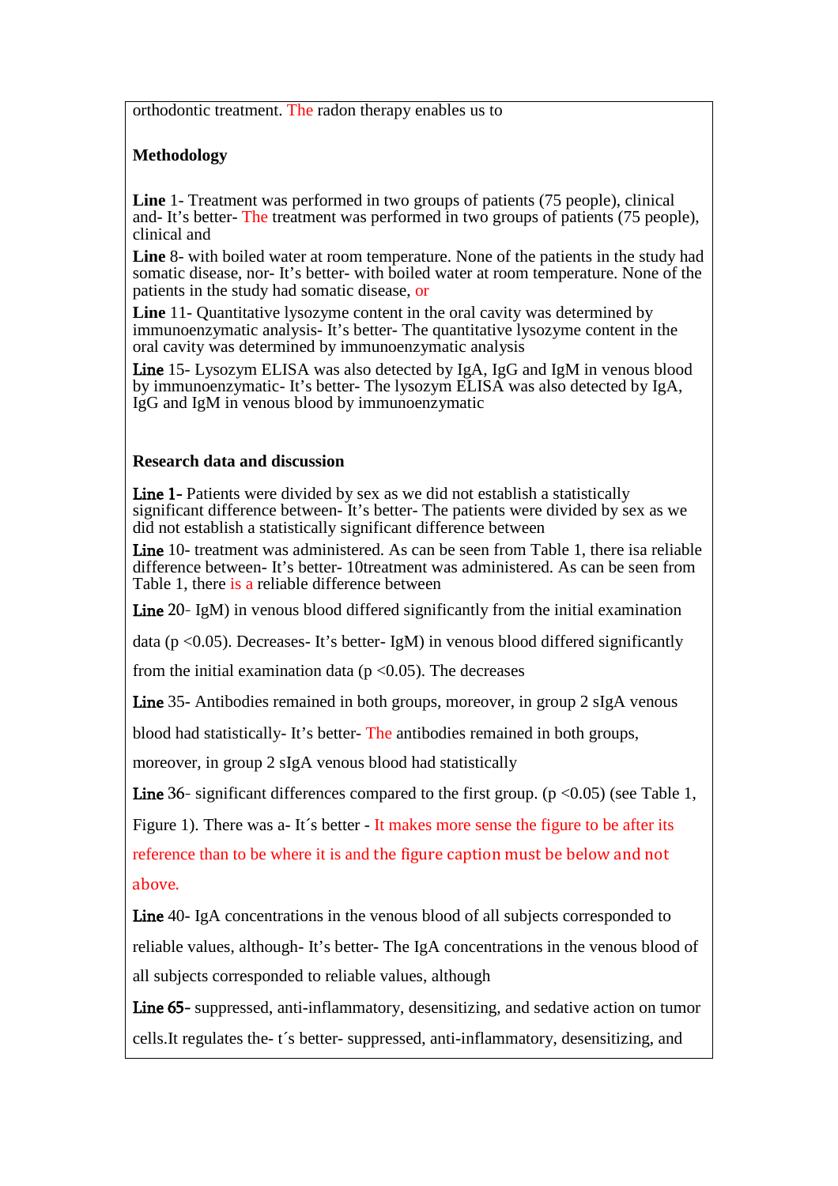orthodontic treatment. The radon therapy enables us to

**Methodology**

**Line** 1- Treatment was performed in two groups of patients (75 people), clinical and- It's better- The treatment was performed in two groups of patients (75 people), clinical and

**Line** 8- with boiled water at room temperature. None of the patients in the study had somatic disease, nor- It's better- with boiled water at room temperature. None of the patients in the study had somatic disease, or

**Line** 11- Quantitative lysozyme content in the oral cavity was determined by immunoenzymatic analysis- It's better- The quantitative lysozyme content in the oral cavity was determined by immunoenzymatic analysis

**Line** 15- Lysozym ELISA was also detected by IgA, IgG and IgM in venous blood by immunoenzymatic- It's better- The lysozym ELISA was also detected by IgA, IgG and IgM in venous blood by immunoenzymatic

**Research data and discussion**

**Line 1-** Patients were divided by sex as we did not establish a statistically significant difference between- It's better- The patients were divided by sex as we did not establish a statistically significant difference between

**Line** 10- treatment was administered. As can be seen from Table 1, there isa reliable difference between- It's better- 10treatment was administered. As can be seen from Table 1, there is a reliable difference between

**Line** 20- IgM) in venous blood differed significantly from the initial examination data ($p < 0.05$). Decreases- It's better- IgM) in venous blood differed significantly from the initial examination data ($p < 0.05$). The decreases

**Line** 35- Antibodies remained in both groups, moreover, in group 2 sIgA venous blood had statistically- It's better- The antibodies remained in both groups, moreover, in group 2 sIgA venous blood had statistically

**Line** 36- significant differences compared to the first group. ($p < 0.05$) (see Table 1, Figure 1). There was a- It´s better - It makes more sense the figure to be after its reference than to be where it is and the figure caption must be below and not above.

**Line** 40- IgA concentrations in the venous blood of all subjects corresponded to reliable values, although- It's better- The IgA concentrations in the venous blood of all subjects corresponded to reliable values, although

**Line 65-** suppressed, anti-inflammatory, desensitizing, and sedative action on tumor cells.It regulates the- t´s better- suppressed, anti-inflammatory, desensitizing, and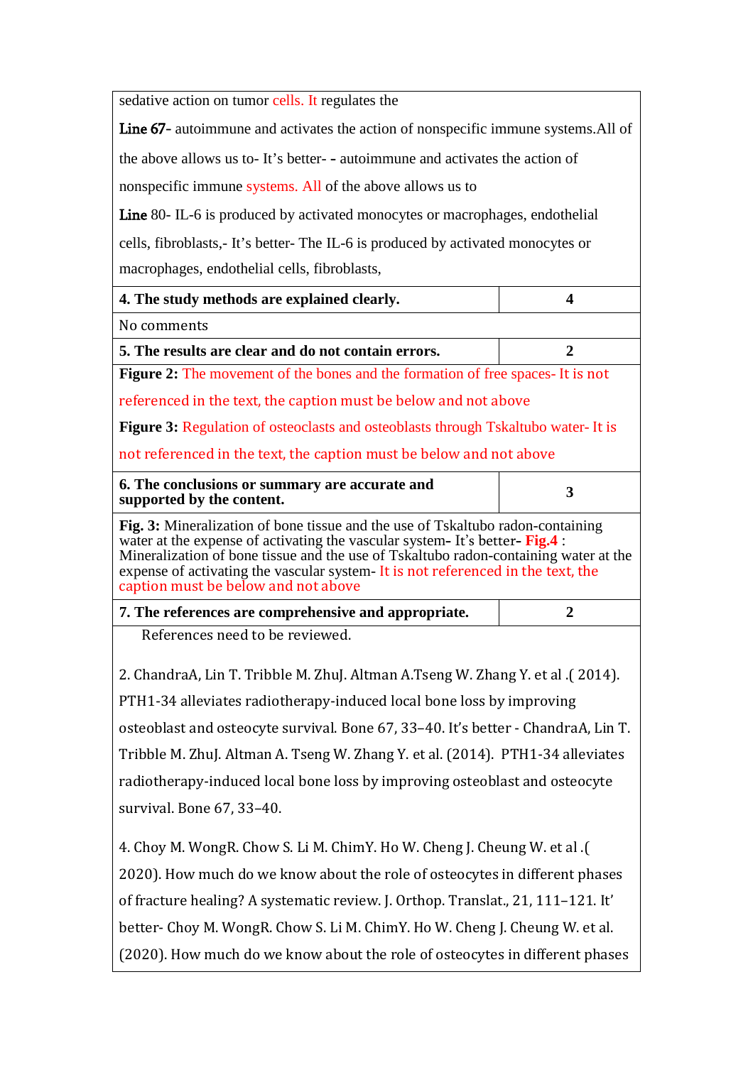| | |
|---|---|
| sedative action on tumor cells. It regulates the<br>**Line 67**- autoimmune and activates the action of nonspecific immune systems.All of the above allows us to- It's better- - autoimmune and activates the action of nonspecific immune systems. All of the above allows us to<br>**Line** 80- IL-6 is produced by activated monocytes or macrophages, endothelial cells, fibroblasts,- It's better- The IL-6 is produced by activated monocytes or macrophages, endothelial cells, fibroblasts, | |
| **4. The study methods are explained clearly.** | **4** |
| No comments | |
| **5. The results are clear and do not contain errors.** | **2** |
| **Figure 2:** The movement of the bones and the formation of free spaces- It is not referenced in the text, the caption must be below and not above<br>**Figure 3:** Regulation of osteoclasts and osteoblasts through Tskaltubo water- It is not referenced in the text, the caption must be below and not above | |
| **6. The conclusions or summary are accurate and supported by the content.** | **3** |
| **Fig. 3:** Mineralization of bone tissue and the use of Tskaltubo radon-containing water at the expense of activating the vascular system- It's better- **Fig.4** : Mineralization of bone tissue and the use of Tskaltubo radon-containing water at the expense of activating the vascular system- It is not referenced in the text, the caption must be below and not above | |
| **7. The references are comprehensive and appropriate.** | **2** |
| References need to be reviewed.<br><br>2. ChandraA, Lin T. Tribble M. ZhuJ. Altman A.Tseng W. Zhang Y. et al .( 2014). PTH1-34 alleviates radiotherapy-induced local bone loss by improving osteoblast and osteocyte survival. Bone 67, 33–40. It's better - ChandraA, Lin T. Tribble M. ZhuJ. Altman A. Tseng W. Zhang Y. et al. (2014). PTH1-34 alleviates radiotherapy-induced local bone loss by improving osteoblast and osteocyte survival. Bone 67, 33–40.<br><br>4. Choy M. WongR. Chow S. Li M. ChimY. Ho W. Cheng J. Cheung W. et al .( 2020). How much do we know about the role of osteocytes in different phases of fracture healing? A systematic review. J. Orthop. Translat., 21, 111–121. It' better- Choy M. WongR. Chow S. Li M. ChimY. Ho W. Cheng J. Cheung W. et al. (2020). How much do we know about the role of osteocytes in different phases | |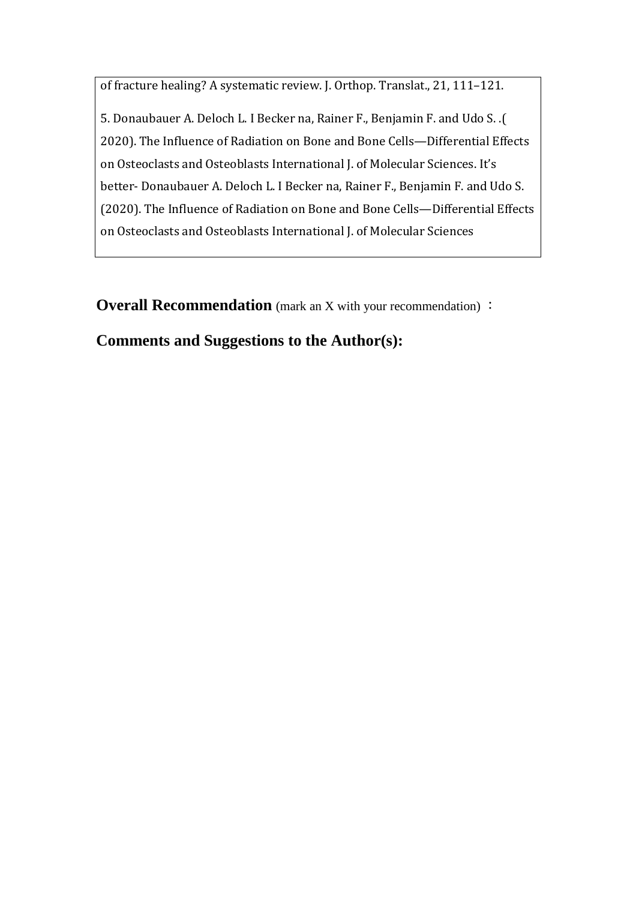of fracture healing? A systematic review. J. Orthop. Translat., 21, 111–121.

5. Donaubauer A. Deloch L. I Becker na, Rainer F., Benjamin F. and Udo S. .( 2020). The Influence of Radiation on Bone and Bone Cells—Differential Effects on Osteoclasts and Osteoblasts International J. of Molecular Sciences. It's better- Donaubauer A. Deloch L. I Becker na, Rainer F., Benjamin F. and Udo S. (2020). The Influence of Radiation on Bone and Bone Cells—Differential Effects on Osteoclasts and Osteoblasts International J. of Molecular Sciences

**Overall Recommendation** (mark an X with your recommendation) ：

**Comments and Suggestions to the Author(s):**